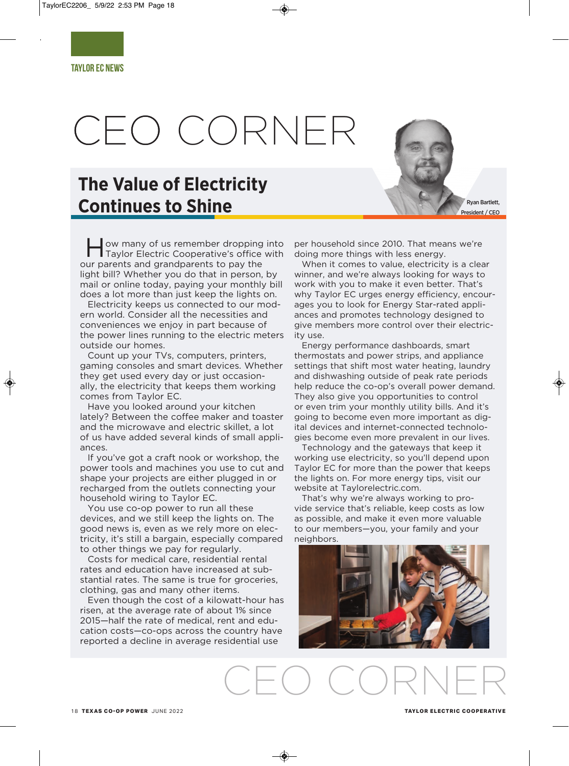TAYLOR EC NEWS

# CEO CORNER

## The Value of Electricity Continues to Shine

Ryan Bartlett, President / CEO

How many of us remember dropping into Taylor Electric Cooperative's office with our parents and grandparents to pay the light bill? Whether you do that in person, by mail or online today, paying your monthly bill does a lot more than just keep the lights on.

Electricity keeps us connected to our modern world. Consider all the necessities and conveniences we enjoy in part because of the power lines running to the electric meters outside our homes.

Count up your TVs, computers, printers, gaming consoles and smart devices. Whether they get used every day or just occasionally, the electricity that keeps them working comes from Taylor EC.

Have you looked around your kitchen lately? Between the coffee maker and toaster and the microwave and electric skillet, a lot of us have added several kinds of small appliances.

If you've got a craft nook or workshop, the power tools and machines you use to cut and shape your projects are either plugged in or recharged from the outlets connecting your household wiring to Taylor EC.

You use co-op power to run all these devices, and we still keep the lights on. The good news is, even as we rely more on electricity, it's still a bargain, especially compared to other things we pay for regularly.

Costs for medical care, residential rental rates and education have increased at substantial rates. The same is true for groceries, clothing, gas and many other items.

Even though the cost of a kilowatt-hour has risen, at the average rate of about 1% since 2015—half the rate of medical, rent and education costs—co-ops across the country have reported a decline in average residential use per household since 2010. That means we're doing more things with less energy.

When it comes to value, electricity is a clear winner, and we're always looking for ways to work with you to make it even better. That's why Taylor EC urges energy efficiency, encourages you to look for Energy Star-rated appliances and promotes technology designed to give members more control over their electricity use.

Energy performance dashboards, smart thermostats and power strips, and appliance settings that shift most water heating, laundry and dishwashing outside of peak rate periods help reduce the co-op's overall power demand. They also give you opportunities to control or even trim your monthly utility bills. And it's going to become even more important as digital devices and internet-connected technologies become even more prevalent in our lives.

Technology and the gateways that keep it working use electricity, so you'll depend upon Taylor EC for more than the power that keeps the lights on. For more energy tips, visit our website at Taylorelectric.com.

That's why we're always working to provide service that's reliable, keep costs as low as possible, and make it even more valuable to our members—you, your family and your neighbors.

CEO CORNER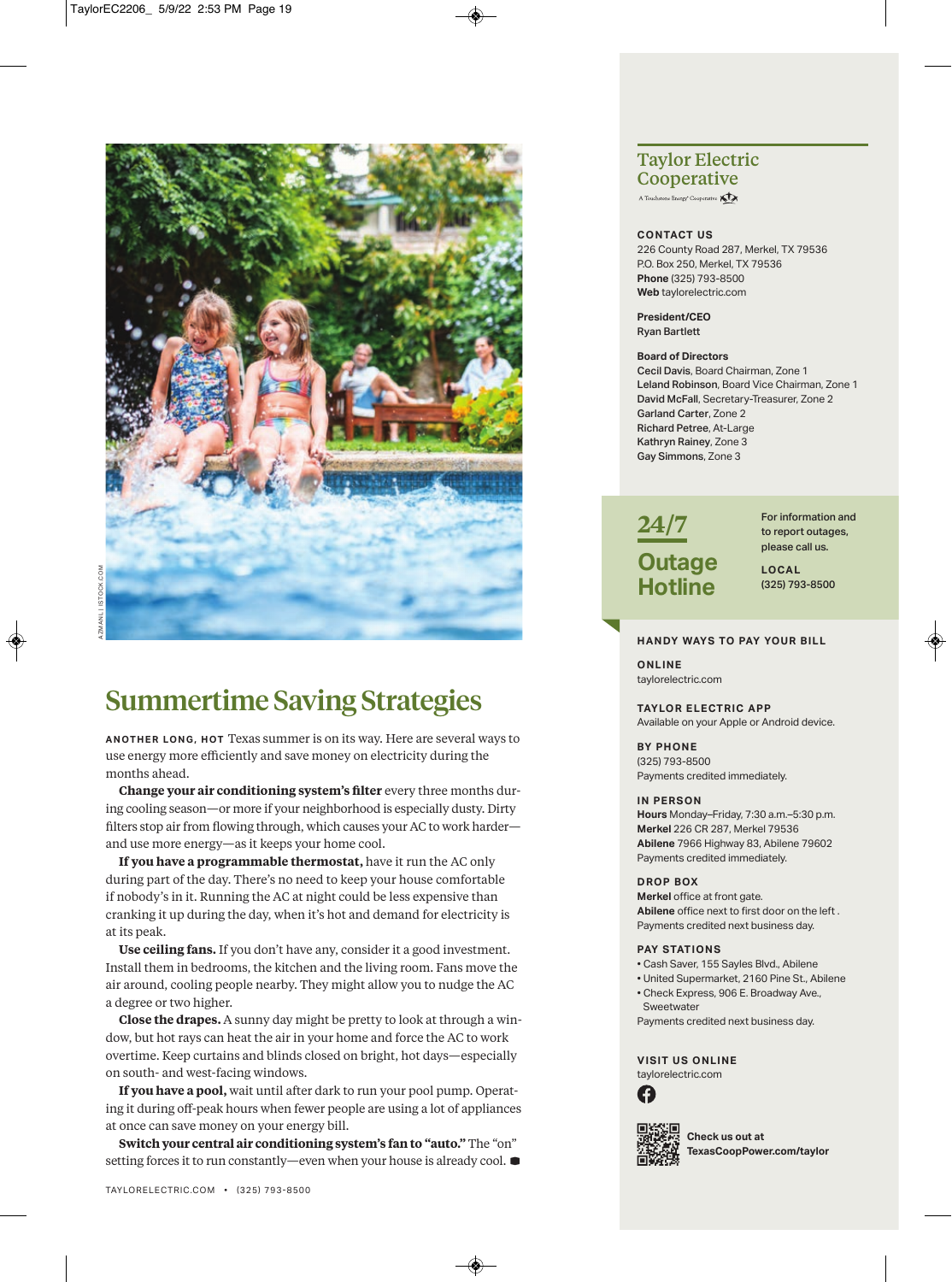## Summertime Saving Strategies

**ANOTHER LONG, HOT** Texas summer is on its way. Here are several ways to use energy more efficiently and save money on electricity during the months ahead.

**Change your air conditioning system's filter** every three months during cooling season—or more if your neighborhood is especially dusty. Dirty filters stop air from flowing through, which causes your AC to work harder—and use more energy—as it keeps your home cool.

**If you have a programmable thermostat,** have it run the AC only during part of the day. There's no need to keep your house comfortable if nobody's in it. Running the AC at night could be less expensive than cranking it up during the day, when it's hot and demand for electricity is at its peak.

**Use ceiling fans.** If you don't have any, consider it a good investment. Install them in bedrooms, the kitchen and the living room. Fans move the air around, cooling people nearby. They might allow you to nudge the AC a degree or two higher.

**Close the drapes.** A sunny day might be pretty to look at through a window, but hot rays can heat the air in your home and force the AC to work overtime. Keep curtains and blinds closed on bright, hot days—especially on south- and west-facing windows.

**If you have a pool,** wait until after dark to run your pool pump. Operating it during off-peak hours when fewer people are using a lot of appliances at once can save money on your energy bill.

**Switch your central air conditioning system's fan to "auto."** The "on" setting forces it to run constantly—even when your house is already cool.

AZMANL | ISTOCK.COM

---

## Taylor Electric Cooperative

A Touchstone Energy® Cooperative

**CONTACT US**
226 County Road 287, Merkel, TX 79536
P.O. Box 250, Merkel, TX 79536
**Phone** (325) 793-8500
**Web** taylorelectric.com

**President/CEO**
Ryan Bartlett

**Board of Directors**
**Cecil Davis**, Board Chairman, Zone 1
**Leland Robinson**, Board Vice Chairman, Zone 1
**David McFall**, Secretary-Treasurer, Zone 2
**Garland Carter**, Zone 2
**Richard Petree**, At-Large
**Kathryn Rainey**, Zone 3
**Gay Simmons**, Zone 3

### 24/7 Outage Hotline

For information and to report outages, please call us.

**LOCAL**
(325) 793-8500

**HANDY WAYS TO PAY YOUR BILL**

**ONLINE**
taylorelectric.com

**TAYLOR ELECTRIC APP**
Available on your Apple or Android device.

**BY PHONE**
(325) 793-8500
Payments credited immediately.

**IN PERSON**
**Hours** Monday–Friday, 7:30 a.m.–5:30 p.m.
**Merkel** 226 CR 287, Merkel 79536
**Abilene** 7966 Highway 83, Abilene 79602
Payments credited immediately.

**DROP BOX**
**Merkel** office at front gate.
**Abilene** office next to first door on the left .
Payments credited next business day.

**PAY STATIONS**
- Cash Saver, 155 Sayles Blvd., Abilene
- United Supermarket, 2160 Pine St., Abilene
- Check Express, 906 E. Broadway Ave., Sweetwater

Payments credited next business day.

**VISIT US ONLINE**
taylorelectric.com

Check us out at TexasCoopPower.com/taylor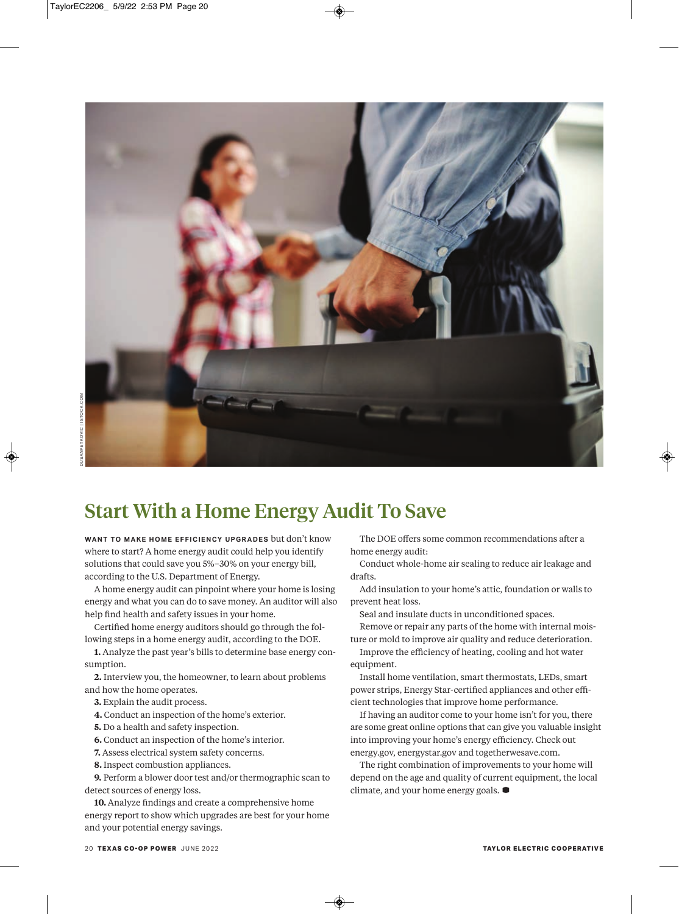# Start With a Home Energy Audit To Save

**WANT TO MAKE HOME EFFICIENCY UPGRADES** but don't know where to start? A home energy audit could help you identify solutions that could save you 5%–30% on your energy bill, according to the U.S. Department of Energy.

A home energy audit can pinpoint where your home is losing energy and what you can do to save money. An auditor will also help find health and safety issues in your home.

Certified home energy auditors should go through the following steps in a home energy audit, according to the DOE.

**1.** Analyze the past year's bills to determine base energy consumption.

**2.** Interview you, the homeowner, to learn about problems and how the home operates.

**3.** Explain the audit process.

**4.** Conduct an inspection of the home's exterior.

**5.** Do a health and safety inspection.

**6.** Conduct an inspection of the home's interior.

**7.** Assess electrical system safety concerns.

**8.** Inspect combustion appliances.

**9.** Perform a blower door test and/or thermographic scan to detect sources of energy loss.

**10.** Analyze findings and create a comprehensive home energy report to show which upgrades are best for your home and your potential energy savings.

The DOE offers some common recommendations after a home energy audit:

Conduct whole-home air sealing to reduce air leakage and drafts.

Add insulation to your home's attic, foundation or walls to prevent heat loss.

Seal and insulate ducts in unconditioned spaces.

Remove or repair any parts of the home with internal moisture or mold to improve air quality and reduce deterioration.

Improve the efficiency of heating, cooling and hot water equipment.

Install home ventilation, smart thermostats, LEDs, smart power strips, Energy Star-certified appliances and other efficient technologies that improve home performance.

If having an auditor come to your home isn't for you, there are some great online options that can give you valuable insight into improving your home's energy efficiency. Check out energy.gov, energystar.gov and togetherwesave.com.

The right combination of improvements to your home will depend on the age and quality of current equipment, the local climate, and your home energy goals.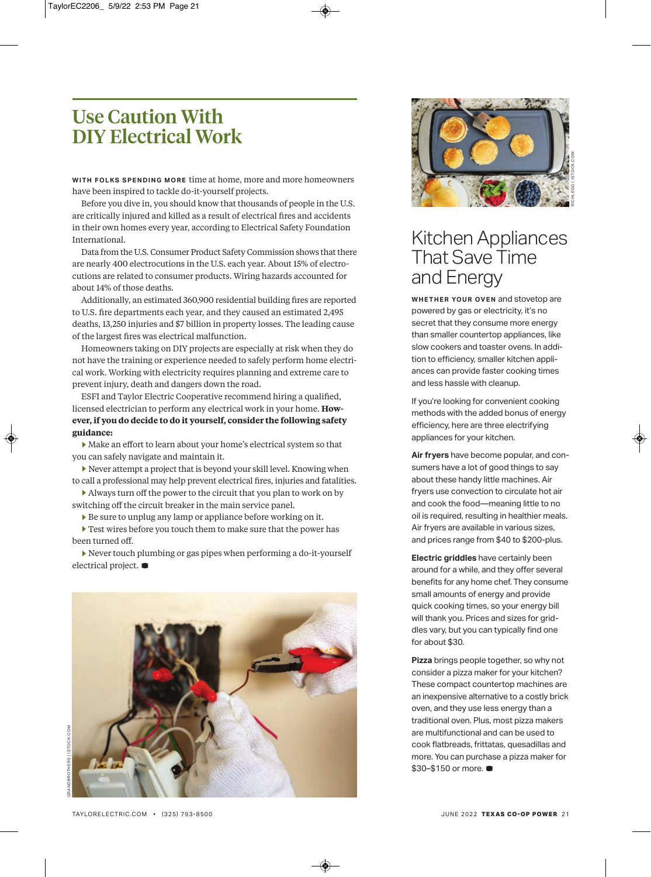## Use Caution With DIY Electrical Work

**WITH FOLKS SPENDING MORE** time at home, more and more homeowners have been inspired to tackle do-it-yourself projects.

Before you dive in, you should know that thousands of people in the U.S. are critically injured and killed as a result of electrical fires and accidents in their own homes every year, according to Electrical Safety Foundation International.

Data from the U.S. Consumer Product Safety Commission shows that there are nearly 400 electrocutions in the U.S. each year. About 15% of electrocutions are related to consumer products. Wiring hazards accounted for about 14% of those deaths.

Additionally, an estimated 360,900 residential building fires are reported to U.S. fire departments each year, and they caused an estimated 2,495 deaths, 13,250 injuries and $7 billion in property losses. The leading cause of the largest fires was electrical malfunction.

Homeowners taking on DIY projects are especially at risk when they do not have the training or experience needed to safely perform home electrical work. Working with electricity requires planning and extreme care to prevent injury, death and dangers down the road.

ESFI and Taylor Electric Cooperative recommend hiring a qualified, licensed electrician to perform any electrical work in your home. **However, if you do decide to do it yourself, consider the following safety guidance:**

- Make an effort to learn about your home's electrical system so that you can safely navigate and maintain it.
- Never attempt a project that is beyond your skill level. Knowing when to call a professional may help prevent electrical fires, injuries and fatalities.
- Always turn off the power to the circuit that you plan to work on by switching off the circuit breaker in the main service panel.
- Be sure to unplug any lamp or appliance before working on it.
- Test wires before you touch them to make sure that the power has been turned off.
- Never touch plumbing or gas pipes when performing a do-it-yourself electrical project.

GRANDBROTHERS | ISTOCK.COM

RICHLEGG | ISTOCK.COM

## Kitchen Appliances That Save Time and Energy

**WHETHER YOUR OVEN** and stovetop are powered by gas or electricity, it's no secret that they consume more energy than smaller countertop appliances, like slow cookers and toaster ovens. In addition to efficiency, smaller kitchen appliances can provide faster cooking times and less hassle with cleanup.

If you're looking for convenient cooking methods with the added bonus of energy efficiency, here are three electrifying appliances for your kitchen.

**Air fryers** have become popular, and consumers have a lot of good things to say about these handy little machines. Air fryers use convection to circulate hot air and cook the food—meaning little to no oil is required, resulting in healthier meals. Air fryers are available in various sizes, and prices range from $40 to $200-plus.

**Electric griddles** have certainly been around for a while, and they offer several benefits for any home chef. They consume small amounts of energy and provide quick cooking times, so your energy bill will thank you. Prices and sizes for griddles vary, but you can typically find one for about $30.

**Pizza** brings people together, so why not consider a pizza maker for your kitchen? These compact countertop machines are an inexpensive alternative to a costly brick oven, and they use less energy than a traditional oven. Plus, most pizza makers are multifunctional and can be used to cook flatbreads, frittatas, quesadillas and more. You can purchase a pizza maker for $30–$150 or more.